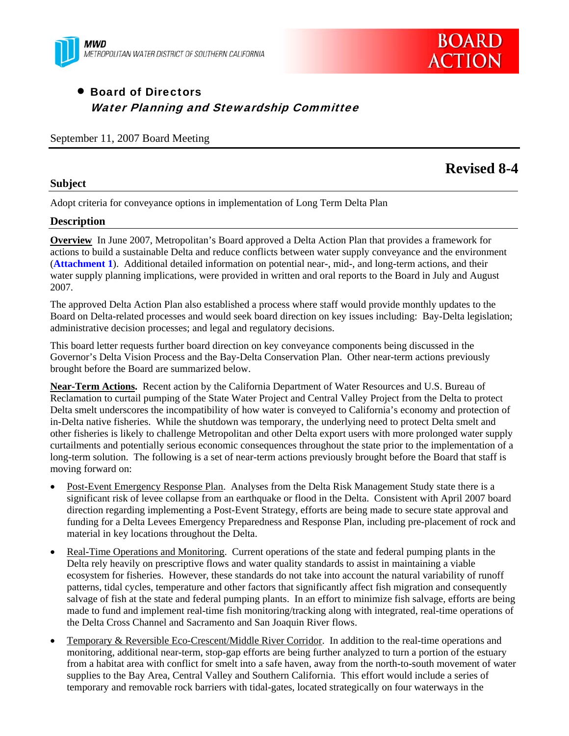MWD
METROPOLITAN WATER DISTRICT OF SOUTHERN CALIFORNIA

BOARD ACTION

- **Board of Directors**
  ***Water Planning and Stewardship Committee***

September 11, 2007 Board Meeting

# Revised 8-4

## Subject

Adopt criteria for conveyance options in implementation of Long Term Delta Plan

## Description

**Overview** In June 2007, Metropolitan's Board approved a Delta Action Plan that provides a framework for actions to build a sustainable Delta and reduce conflicts between water supply conveyance and the environment (**Attachment 1**). Additional detailed information on potential near-, mid-, and long-term actions, and their water supply planning implications, were provided in written and oral reports to the Board in July and August 2007.

The approved Delta Action Plan also established a process where staff would provide monthly updates to the Board on Delta-related processes and would seek board direction on key issues including: Bay-Delta legislation; administrative decision processes; and legal and regulatory decisions.

This board letter requests further board direction on key conveyance components being discussed in the Governor's Delta Vision Process and the Bay-Delta Conservation Plan. Other near-term actions previously brought before the Board are summarized below.

**Near-Term Actions.** Recent action by the California Department of Water Resources and U.S. Bureau of Reclamation to curtail pumping of the State Water Project and Central Valley Project from the Delta to protect Delta smelt underscores the incompatibility of how water is conveyed to California's economy and protection of in-Delta native fisheries. While the shutdown was temporary, the underlying need to protect Delta smelt and other fisheries is likely to challenge Metropolitan and other Delta export users with more prolonged water supply curtailments and potentially serious economic consequences throughout the state prior to the implementation of a long-term solution. The following is a set of near-term actions previously brought before the Board that staff is moving forward on:

- Post-Event Emergency Response Plan. Analyses from the Delta Risk Management Study state there is a significant risk of levee collapse from an earthquake or flood in the Delta. Consistent with April 2007 board direction regarding implementing a Post-Event Strategy, efforts are being made to secure state approval and funding for a Delta Levees Emergency Preparedness and Response Plan, including pre-placement of rock and material in key locations throughout the Delta.
- Real-Time Operations and Monitoring. Current operations of the state and federal pumping plants in the Delta rely heavily on prescriptive flows and water quality standards to assist in maintaining a viable ecosystem for fisheries. However, these standards do not take into account the natural variability of runoff patterns, tidal cycles, temperature and other factors that significantly affect fish migration and consequently salvage of fish at the state and federal pumping plants. In an effort to minimize fish salvage, efforts are being made to fund and implement real-time fish monitoring/tracking along with integrated, real-time operations of the Delta Cross Channel and Sacramento and San Joaquin River flows.
- Temporary & Reversible Eco-Crescent/Middle River Corridor. In addition to the real-time operations and monitoring, additional near-term, stop-gap efforts are being further analyzed to turn a portion of the estuary from a habitat area with conflict for smelt into a safe haven, away from the north-to-south movement of water supplies to the Bay Area, Central Valley and Southern California. This effort would include a series of temporary and removable rock barriers with tidal-gates, located strategically on four waterways in the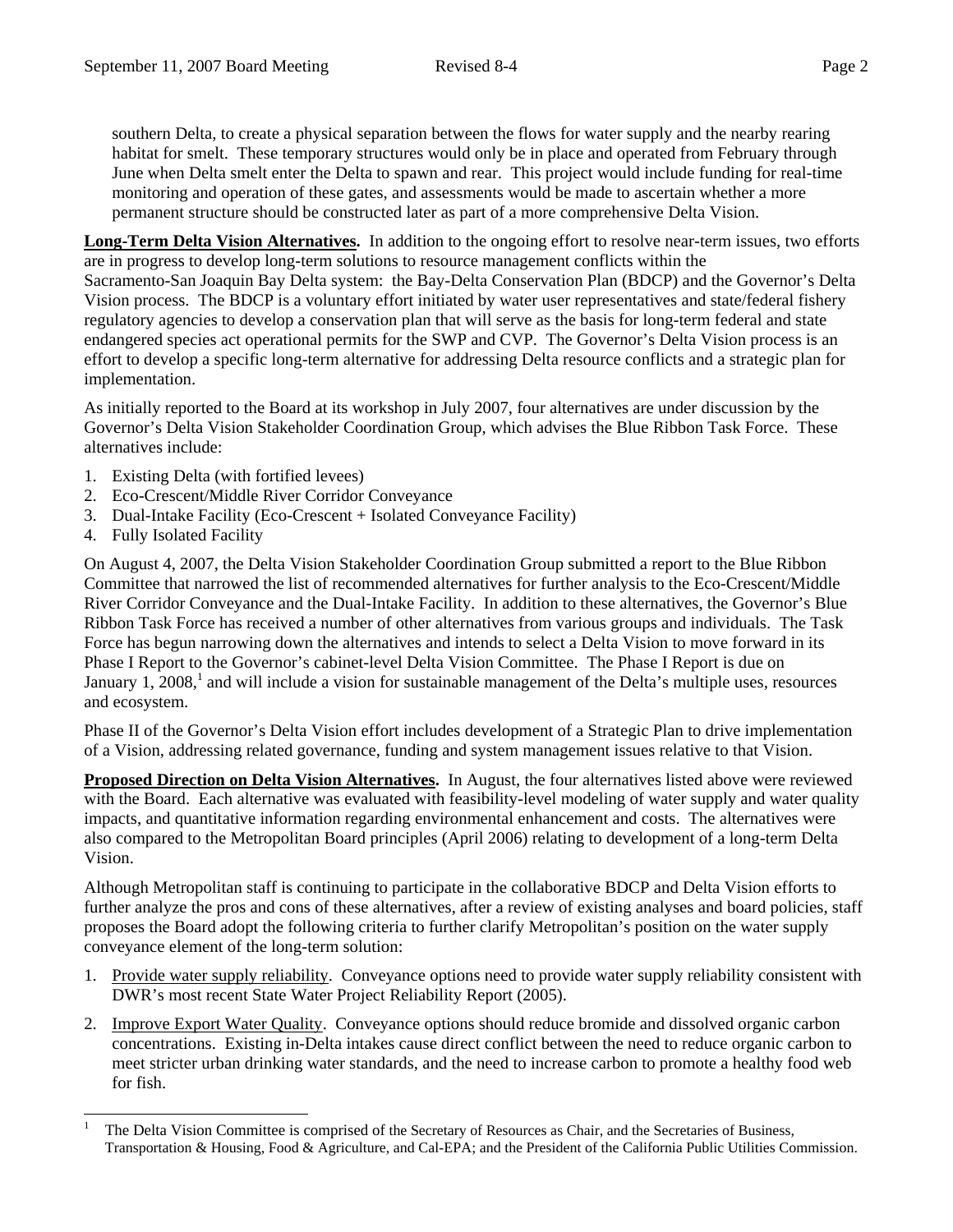southern Delta, to create a physical separation between the flows for water supply and the nearby rearing habitat for smelt. These temporary structures would only be in place and operated from February through June when Delta smelt enter the Delta to spawn and rear. This project would include funding for real-time monitoring and operation of these gates, and assessments would be made to ascertain whether a more permanent structure should be constructed later as part of a more comprehensive Delta Vision.

**Long-Term Delta Vision Alternatives.** In addition to the ongoing effort to resolve near-term issues, two efforts are in progress to develop long-term solutions to resource management conflicts within the Sacramento-San Joaquin Bay Delta system: the Bay-Delta Conservation Plan (BDCP) and the Governor's Delta Vision process. The BDCP is a voluntary effort initiated by water user representatives and state/federal fishery regulatory agencies to develop a conservation plan that will serve as the basis for long-term federal and state endangered species act operational permits for the SWP and CVP. The Governor's Delta Vision process is an effort to develop a specific long-term alternative for addressing Delta resource conflicts and a strategic plan for implementation.

As initially reported to the Board at its workshop in July 2007, four alternatives are under discussion by the Governor's Delta Vision Stakeholder Coordination Group, which advises the Blue Ribbon Task Force. These alternatives include:

1. Existing Delta (with fortified levees)
2. Eco-Crescent/Middle River Corridor Conveyance
3. Dual-Intake Facility (Eco-Crescent + Isolated Conveyance Facility)
4. Fully Isolated Facility

On August 4, 2007, the Delta Vision Stakeholder Coordination Group submitted a report to the Blue Ribbon Committee that narrowed the list of recommended alternatives for further analysis to the Eco-Crescent/Middle River Corridor Conveyance and the Dual-Intake Facility. In addition to these alternatives, the Governor's Blue Ribbon Task Force has received a number of other alternatives from various groups and individuals. The Task Force has begun narrowing down the alternatives and intends to select a Delta Vision to move forward in its Phase I Report to the Governor's cabinet-level Delta Vision Committee. The Phase I Report is due on January 1, 2008,[1] and will include a vision for sustainable management of the Delta's multiple uses, resources and ecosystem.

Phase II of the Governor's Delta Vision effort includes development of a Strategic Plan to drive implementation of a Vision, addressing related governance, funding and system management issues relative to that Vision.

**Proposed Direction on Delta Vision Alternatives.** In August, the four alternatives listed above were reviewed with the Board. Each alternative was evaluated with feasibility-level modeling of water supply and water quality impacts, and quantitative information regarding environmental enhancement and costs. The alternatives were also compared to the Metropolitan Board principles (April 2006) relating to development of a long-term Delta Vision.

Although Metropolitan staff is continuing to participate in the collaborative BDCP and Delta Vision efforts to further analyze the pros and cons of these alternatives, after a review of existing analyses and board policies, staff proposes the Board adopt the following criteria to further clarify Metropolitan's position on the water supply conveyance element of the long-term solution:

1. Provide water supply reliability. Conveyance options need to provide water supply reliability consistent with DWR's most recent State Water Project Reliability Report (2005).
2. Improve Export Water Quality. Conveyance options should reduce bromide and dissolved organic carbon concentrations. Existing in-Delta intakes cause direct conflict between the need to reduce organic carbon to meet stricter urban drinking water standards, and the need to increase carbon to promote a healthy food web for fish.

[1] The Delta Vision Committee is comprised of the Secretary of Resources as Chair, and the Secretaries of Business, Transportation & Housing, Food & Agriculture, and Cal-EPA; and the President of the California Public Utilities Commission.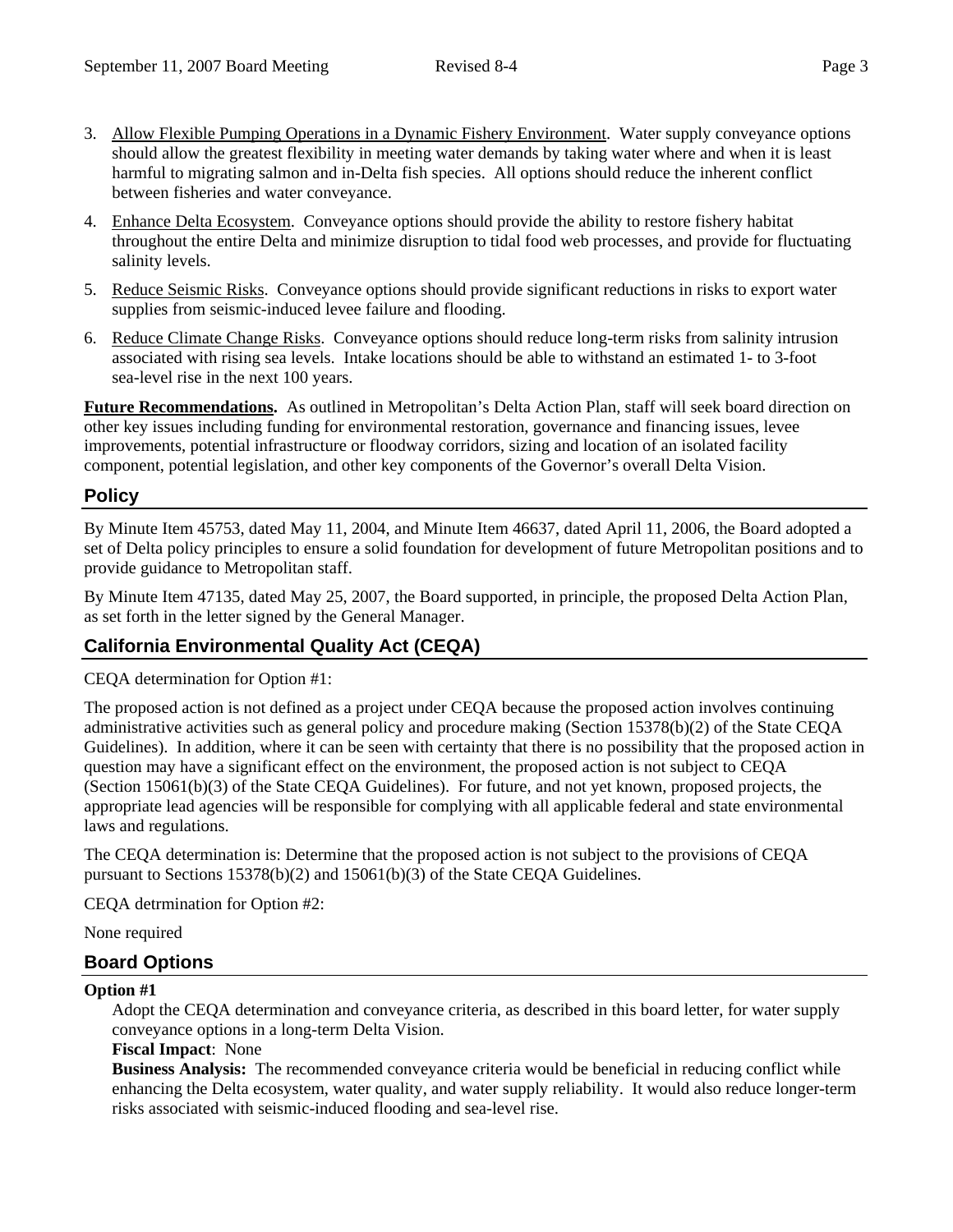3. Allow Flexible Pumping Operations in a Dynamic Fishery Environment. Water supply conveyance options should allow the greatest flexibility in meeting water demands by taking water where and when it is least harmful to migrating salmon and in-Delta fish species. All options should reduce the inherent conflict between fisheries and water conveyance.

4. Enhance Delta Ecosystem. Conveyance options should provide the ability to restore fishery habitat throughout the entire Delta and minimize disruption to tidal food web processes, and provide for fluctuating salinity levels.

5. Reduce Seismic Risks. Conveyance options should provide significant reductions in risks to export water supplies from seismic-induced levee failure and flooding.

6. Reduce Climate Change Risks. Conveyance options should reduce long-term risks from salinity intrusion associated with rising sea levels. Intake locations should be able to withstand an estimated 1- to 3-foot sea-level rise in the next 100 years.

**Future Recommendations.** As outlined in Metropolitan's Delta Action Plan, staff will seek board direction on other key issues including funding for environmental restoration, governance and financing issues, levee improvements, potential infrastructure or floodway corridors, sizing and location of an isolated facility component, potential legislation, and other key components of the Governor's overall Delta Vision.

## Policy

By Minute Item 45753, dated May 11, 2004, and Minute Item 46637, dated April 11, 2006, the Board adopted a set of Delta policy principles to ensure a solid foundation for development of future Metropolitan positions and to provide guidance to Metropolitan staff.

By Minute Item 47135, dated May 25, 2007, the Board supported, in principle, the proposed Delta Action Plan, as set forth in the letter signed by the General Manager.

## California Environmental Quality Act (CEQA)

CEQA determination for Option #1:

The proposed action is not defined as a project under CEQA because the proposed action involves continuing administrative activities such as general policy and procedure making (Section 15378(b)(2) of the State CEQA Guidelines). In addition, where it can be seen with certainty that there is no possibility that the proposed action in question may have a significant effect on the environment, the proposed action is not subject to CEQA (Section 15061(b)(3) of the State CEQA Guidelines). For future, and not yet known, proposed projects, the appropriate lead agencies will be responsible for complying with all applicable federal and state environmental laws and regulations.

The CEQA determination is: Determine that the proposed action is not subject to the provisions of CEQA pursuant to Sections 15378(b)(2) and 15061(b)(3) of the State CEQA Guidelines.

CEQA detrmination for Option #2:

None required

## Board Options

**Option #1**

Adopt the CEQA determination and conveyance criteria, as described in this board letter, for water supply conveyance options in a long-term Delta Vision.

**Fiscal Impact**: None

**Business Analysis:** The recommended conveyance criteria would be beneficial in reducing conflict while enhancing the Delta ecosystem, water quality, and water supply reliability. It would also reduce longer-term risks associated with seismic-induced flooding and sea-level rise.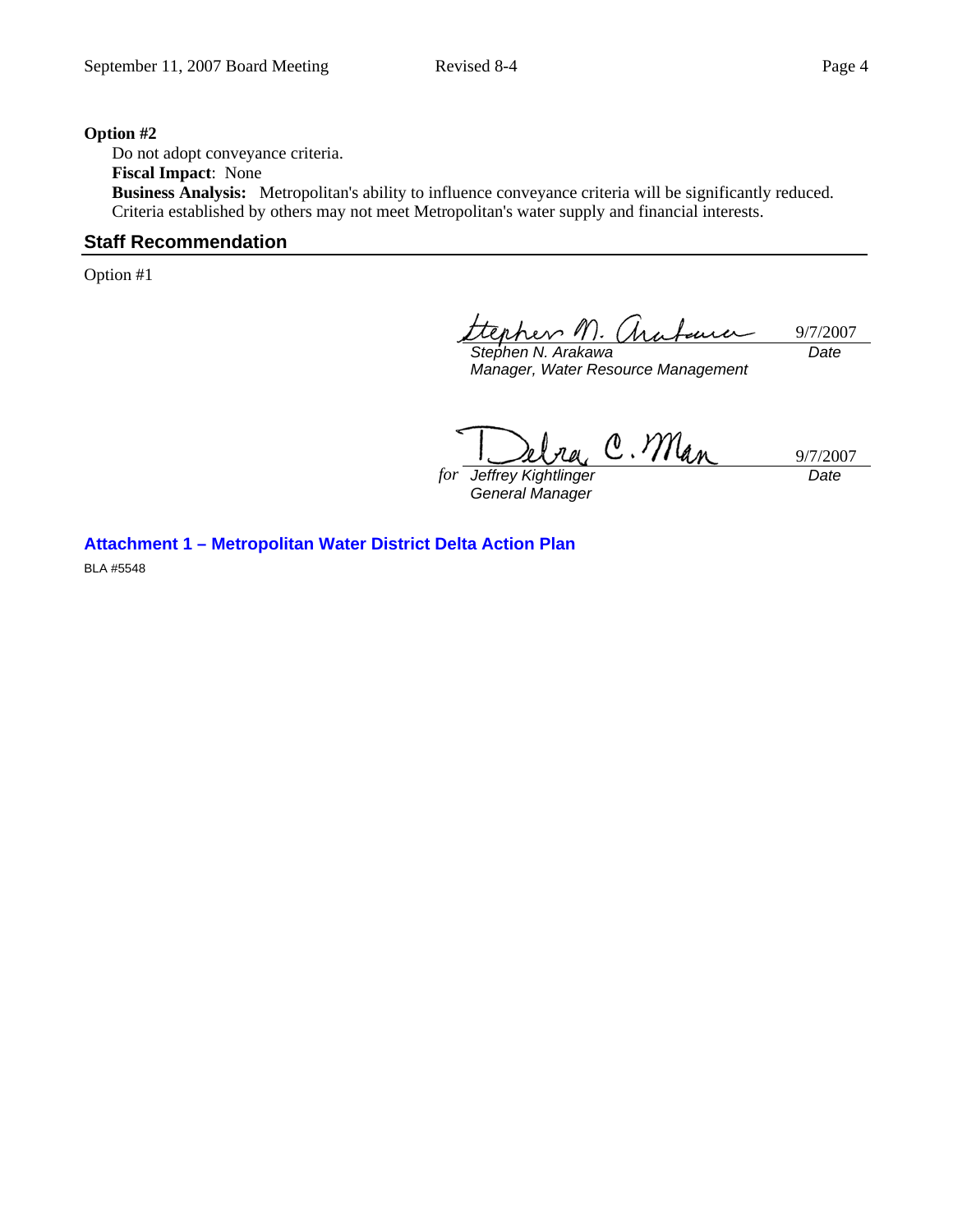**Option #2**

Do not adopt conveyance criteria.

**Fiscal Impact**: None

**Business Analysis:** Metropolitan's ability to influence conveyance criteria will be significantly reduced. Criteria established by others may not meet Metropolitan's water supply and financial interests.

## Staff Recommendation

Option #1

| | |
|---|---|
| *Stephen N. Arakawa* | 9/7/2007 |
| *Manager, Water Resource Management* | *Date* |

| | |
|---|---|
| *for Jeffrey Kightlinger* | 9/7/2007 |
| *General Manager* | *Date* |

**Attachment 1 – Metropolitan Water District Delta Action Plan**

BLA #5548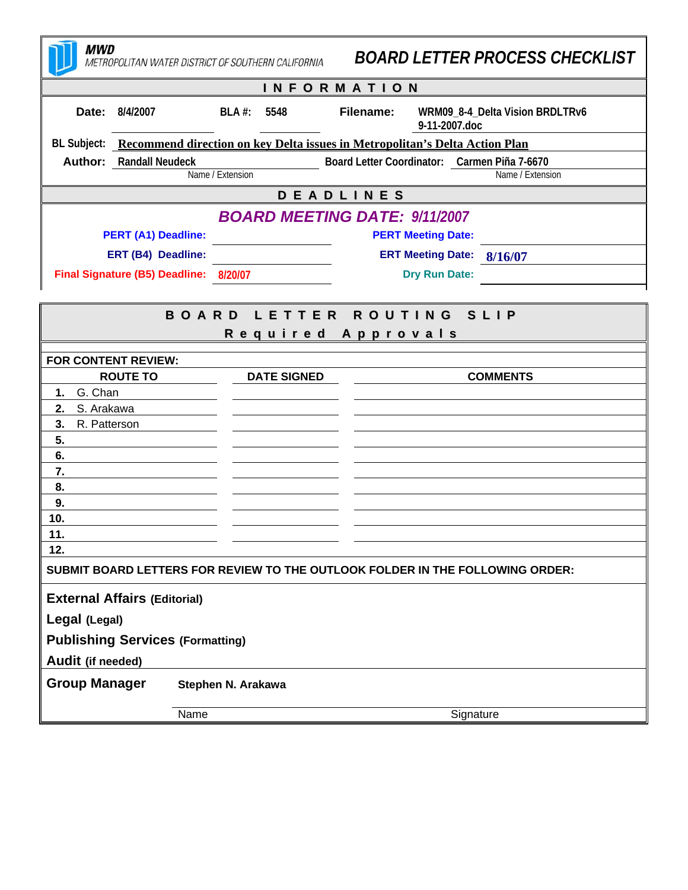**MWD**
METROPOLITAN WATER DISTRICT OF SOUTHERN CALIFORNIA

# BOARD LETTER PROCESS CHECKLIST

## INFORMATION

**Date:** 8/4/2007 **BLA #:** 5548 **Filename:** WRM09_8-4_Delta Vision BRDLTRv6 9-11-2007.doc

**BL Subject:** Recommend direction on key Delta issues in Metropolitan's Delta Action Plan

**Author:** Randall Neudeck (Name / Extension) **Board Letter Coordinator:** Carmen Piña 7-6670 (Name / Extension)

## DEADLINES

### BOARD MEETING DATE: 9/11/2007

| | | | |
|---|---|---|---|
| **PERT (A1) Deadline:** | | **PERT Meeting Date:** | |
| **ERT (B4) Deadline:** | | **ERT Meeting Date:** | 8/16/07 |
| **Final Signature (B5) Deadline:** | 8/20/07 | **Dry Run Date:** | |

## BOARD LETTER ROUTING SLIP

### Required Approvals

**FOR CONTENT REVIEW:**

| ROUTE TO | DATE SIGNED | COMMENTS |
|---|---|---|
| 1. G. Chan | | |
| 2. S. Arakawa | | |
| 3. R. Patterson | | |
| 5. | | |
| 6. | | |
| 7. | | |
| 8. | | |
| 9. | | |
| 10. | | |
| 11. | | |
| 12. | | |

**SUBMIT BOARD LETTERS FOR REVIEW TO THE OUTLOOK FOLDER IN THE FOLLOWING ORDER:**

**External Affairs (Editorial)**

**Legal (Legal)**

**Publishing Services (Formatting)**

**Audit (if needed)**

**Group Manager** **Stephen N. Arakawa**

Name Signature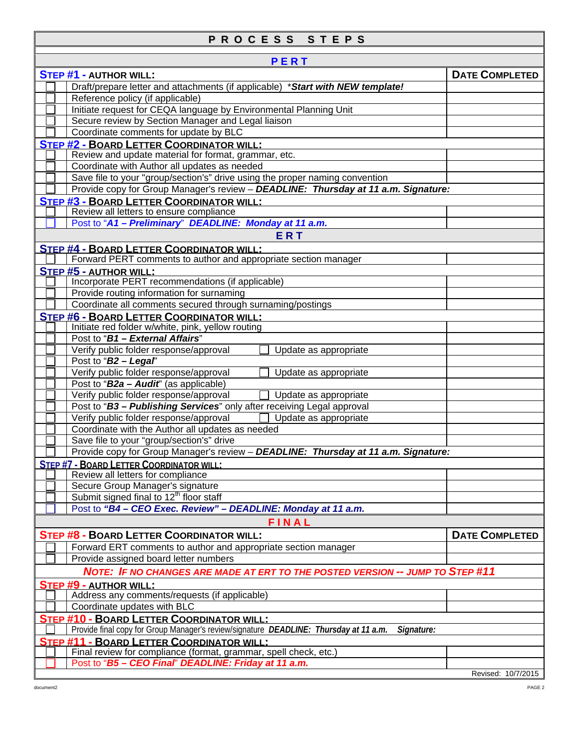# PROCESS STEPS

## PERT

| | STEP #1 - AUTHOR WILL: | DATE COMPLETED |
|---|---|---|
| ☐ | Draft/prepare letter and attachments (if applicable) **\*Start with NEW template!** | |
| ☐ | Reference policy (if applicable) | |
| ☐ | Initiate request for CEQA language by Environmental Planning Unit | |
| ☐ | Secure review by Section Manager and Legal liaison | |
| ☐ | Coordinate comments for update by BLC | |
| | **STEP #2 - BOARD LETTER COORDINATOR WILL:** | |
| ☐ | Review and update material for format, grammar, etc. | |
| ☐ | Coordinate with Author all updates as needed | |
| ☐ | Save file to your "group/section's" drive using the proper naming convention | |
| ☐ | Provide copy for Group Manager's review – ***DEADLINE: Thursday at 11 a.m. Signature:*** | |
| | **STEP #3 - BOARD LETTER COORDINATOR WILL:** | |
| ☐ | Review all letters to ensure compliance | |
| ☐ | Post to "***A1 – Preliminary***" ***DEADLINE: Monday at 11 a.m.*** | |

## ERT

| | | |
|---|---|---|
| | **STEP #4 - BOARD LETTER COORDINATOR WILL:** | |
| ☐ | Forward PERT comments to author and appropriate section manager | |
| | **STEP #5 - AUTHOR WILL:** | |
| ☐ | Incorporate PERT recommendations (if applicable) | |
| ☐ | Provide routing information for surnaming | |
| ☐ | Coordinate all comments secured through surnaming/postings | |
| | **STEP #6 - BOARD LETTER COORDINATOR WILL:** | |
| ☐ | Initiate red folder w/white, pink, yellow routing | |
| ☐ | Post to "***B1 – External Affairs***" | |
| ☐ | Verify public folder response/approval ☐ Update as appropriate | |
| ☐ | Post to "***B2 – Legal***" | |
| ☐ | Verify public folder response/approval ☐ Update as appropriate | |
| ☐ | Post to "***B2a – Audit***" (as applicable) | |
| ☐ | Verify public folder response/approval ☐ Update as appropriate | |
| ☐ | Post to "***B3 – Publishing Services***" only after receiving Legal approval | |
| ☐ | Verify public folder response/approval ☐ Update as appropriate | |
| ☐ | Coordinate with the Author all updates as needed | |
| ☐ | Save file to your "group/section's" drive | |
| ☐ | Provide copy for Group Manager's review – ***DEADLINE: Thursday at 11 a.m. Signature:*** | |
| | **STEP #7 - BOARD LETTER COORDINATOR WILL:** | |
| ☐ | Review all letters for compliance | |
| ☐ | Secure Group Manager's signature | |
| ☐ | Submit signed final to 12th floor staff | |
| ☐ | Post to ***"B4 – CEO Exec. Review" – DEADLINE: Monday at 11 a.m.*** | |

## FINAL

| | STEP #8 - BOARD LETTER COORDINATOR WILL: | DATE COMPLETED |
|---|---|---|
| ☐ | Forward ERT comments to author and appropriate section manager | |
| ☐ | Provide assigned board letter numbers | |
| | ***NOTE: IF NO CHANGES ARE MADE AT ERT TO THE POSTED VERSION -- JUMP TO STEP #11*** | |
| | **STEP #9 - AUTHOR WILL:** | |
| ☐ | Address any comments/requests (if applicable) | |
| ☐ | Coordinate updates with BLC | |
| | **STEP #10 - BOARD LETTER COORDINATOR WILL:** | |
| ☐ | Provide final copy for Group Manager's review/signature ***DEADLINE: Thursday at 11 a.m. Signature:*** | |
| | **STEP #11 - BOARD LETTER COORDINATOR WILL:** | |
| ☐ | Final review for compliance (format, grammar, spell check, etc.) | |
| ☐ | Post to "***B5 – CEO Final***" ***DEADLINE: Friday at 11 a.m.*** | |

Revised: 10/7/2015